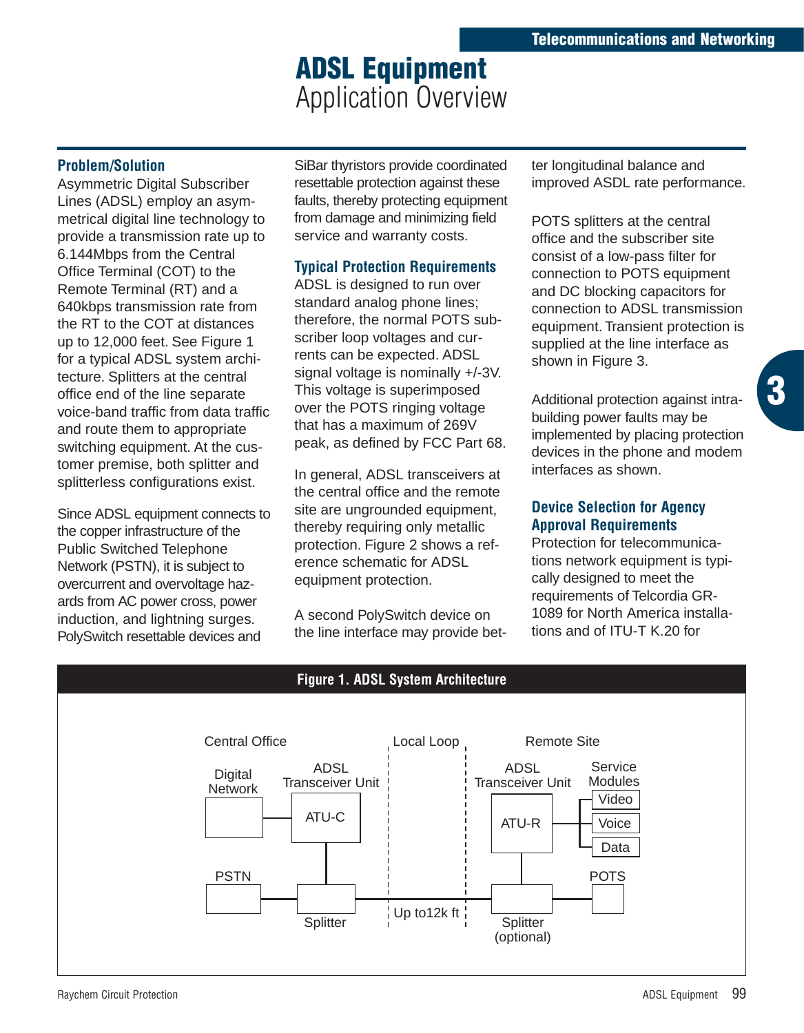# ADSL Equipment
Application Overview

## Problem/Solution

Asymmetric Digital Subscriber Lines (ADSL) employ an asymmetrical digital line technology to provide a transmission rate up to 6.144Mbps from the Central Office Terminal (COT) to the Remote Terminal (RT) and a 640kbps transmission rate from the RT to the COT at distances up to 12,000 feet. See Figure 1 for a typical ADSL system architecture. Splitters at the central office end of the line separate voice-band traffic from data traffic and route them to appropriate switching equipment. At the customer premise, both splitter and splitterless configurations exist.

Since ADSL equipment connects to the copper infrastructure of the Public Switched Telephone Network (PSTN), it is subject to overcurrent and overvoltage hazards from AC power cross, power induction, and lightning surges. PolySwitch resettable devices and SiBar thyristors provide coordinated resettable protection against these faults, thereby protecting equipment from damage and minimizing field service and warranty costs.

## Typical Protection Requirements

ADSL is designed to run over standard analog phone lines; therefore, the normal POTS subscriber loop voltages and currents can be expected. ADSL signal voltage is nominally +/-3V. This voltage is superimposed over the POTS ringing voltage that has a maximum of 269V peak, as defined by FCC Part 68.

In general, ADSL transceivers at the central office and the remote site are ungrounded equipment, thereby requiring only metallic protection. Figure 2 shows a reference schematic for ADSL equipment protection.

A second PolySwitch device on the line interface may provide better longitudinal balance and improved ASDL rate performance.

POTS splitters at the central office and the subscriber site consist of a low-pass filter for connection to POTS equipment and DC blocking capacitors for connection to ADSL transmission equipment. Transient protection is supplied at the line interface as shown in Figure 3.

Additional protection against intra-building power faults may be implemented by placing protection devices in the phone and modem interfaces as shown.

## Device Selection for Agency Approval Requirements

Protection for telecommunications network equipment is typically designed to meet the requirements of Telcordia GR-1089 for North America installations and of ITU-T K.20 for

**Figure 1. ADSL System Architecture**

Central Office | Local Loop | Remote Site

Digital Network — ADSL Transceiver Unit ATU-C — Splitter — PSTN

Up to12k ft

ADSL Transceiver Unit ATU-R — Service Modules (Video, Voice, Data) — Splitter (optional) — POTS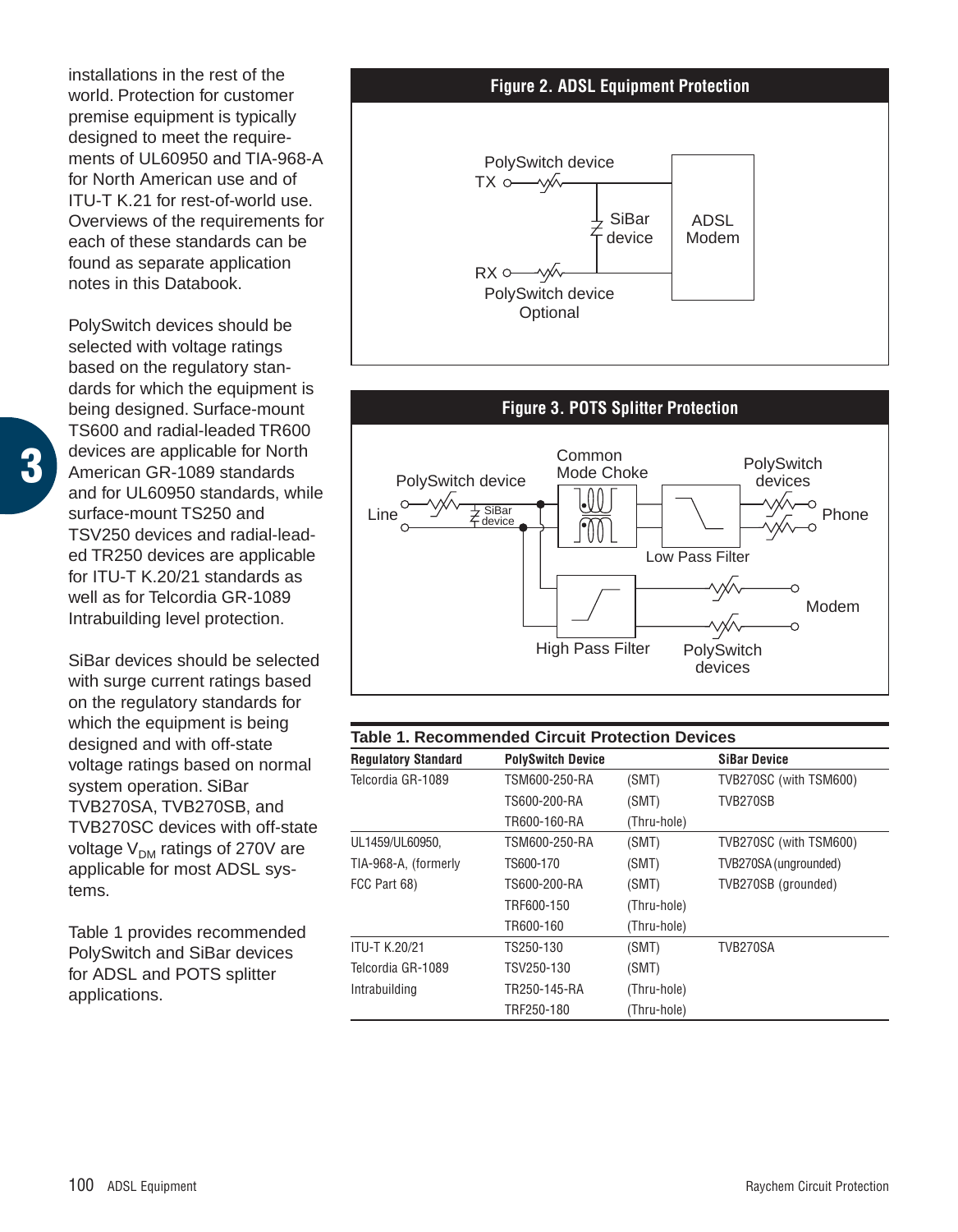installations in the rest of the world. Protection for customer premise equipment is typically designed to meet the requirements of UL60950 and TIA-968-A for North American use and of ITU-T K.21 for rest-of-world use. Overviews of the requirements for each of these standards can be found as separate application notes in this Databook.

PolySwitch devices should be selected with voltage ratings based on the regulatory standards for which the equipment is being designed. Surface-mount TS600 and radial-leaded TR600 devices are applicable for North American GR-1089 standards and for UL60950 standards, while surface-mount TS250 and TSV250 devices and radial-leaded TR250 devices are applicable for ITU-T K.20/21 standards as well as for Telcordia GR-1089 Intrabuilding level protection.

SiBar devices should be selected with surge current ratings based on the regulatory standards for which the equipment is being designed and with off-state voltage ratings based on normal system operation. SiBar TVB270SA, TVB270SB, and TVB270SC devices with off-state voltage $V_{DM}$ ratings of 270V are applicable for most ADSL systems.

Table 1 provides recommended PolySwitch and SiBar devices for ADSL and POTS splitter applications.

**Figure 2. ADSL Equipment Protection**

PolySwitch device
TX
SiBar device
ADSL Modem
RX
PolySwitch device
Optional

**Figure 3. POTS Splitter Protection**

Common Mode Choke
PolySwitch devices
PolySwitch device
Line
SiBar device
Phone
Low Pass Filter
Modem
High Pass Filter
PolySwitch devices

**Table 1. Recommended Circuit Protection Devices**

| Regulatory Standard | PolySwitch Device | | SiBar Device |
|---|---|---|---|
| Telcordia GR-1089 | TSM600-250-RA | (SMT) | TVB270SC (with TSM600) |
| | TS600-200-RA | (SMT) | TVB270SB |
| | TR600-160-RA | (Thru-hole) | |
| UL1459/UL60950, | TSM600-250-RA | (SMT) | TVB270SC (with TSM600) |
| TIA-968-A, (formerly | TS600-170 | (SMT) | TVB270SA (ungrounded) |
| FCC Part 68) | TS600-200-RA | (SMT) | TVB270SB (grounded) |
| | TRF600-150 | (Thru-hole) | |
| | TR600-160 | (Thru-hole) | |
| ITU-T K.20/21 | TS250-130 | (SMT) | TVB270SA |
| Telcordia GR-1089 | TSV250-130 | (SMT) | |
| Intrabuilding | TR250-145-RA | (Thru-hole) | |
| | TRF250-180 | (Thru-hole) | |